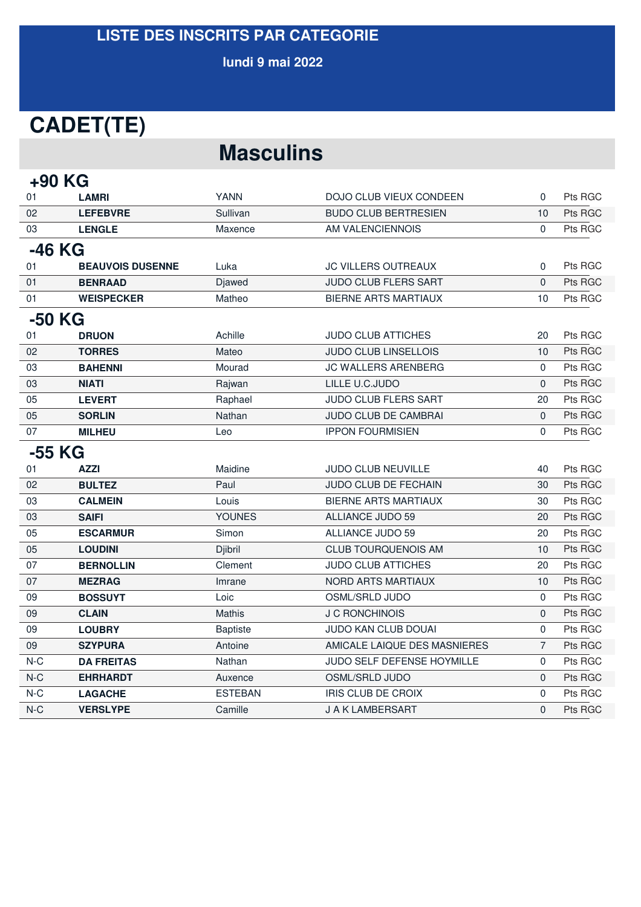# LISTE DES INSCRITS PAR CATEGORIE

**lundi 9 mai 2022**

# CADET(TE)

## Masculins

### +90 KG

| | | | | | |
|---|---|---|---|---|---|
| 01 | **LAMRI** | YANN | DOJO CLUB VIEUX CONDEEN | 0 | Pts RGC |
| 02 | **LEFEBVRE** | Sullivan | BUDO CLUB BERTRESIEN | 10 | Pts RGC |
| 03 | **LENGLE** | Maxence | AM VALENCIENNOIS | 0 | Pts RGC |

### -46 KG

| | | | | | |
|---|---|---|---|---|---|
| 01 | **BEAUVOIS DUSENNE** | Luka | JC VILLERS OUTREAUX | 0 | Pts RGC |
| 01 | **BENRAAD** | Djawed | JUDO CLUB FLERS SART | 0 | Pts RGC |
| 01 | **WEISPECKER** | Matheo | BIERNE ARTS MARTIAUX | 10 | Pts RGC |

### -50 KG

| | | | | | |
|---|---|---|---|---|---|
| 01 | **DRUON** | Achille | JUDO CLUB ATTICHES | 20 | Pts RGC |
| 02 | **TORRES** | Mateo | JUDO CLUB LINSELLOIS | 10 | Pts RGC |
| 03 | **BAHENNI** | Mourad | JC WALLERS ARENBERG | 0 | Pts RGC |
| 03 | **NIATI** | Rajwan | LILLE U.C.JUDO | 0 | Pts RGC |
| 05 | **LEVERT** | Raphael | JUDO CLUB FLERS SART | 20 | Pts RGC |
| 05 | **SORLIN** | Nathan | JUDO CLUB DE CAMBRAI | 0 | Pts RGC |
| 07 | **MILHEU** | Leo | IPPON FOURMISIEN | 0 | Pts RGC |

### -55 KG

| | | | | | |
|---|---|---|---|---|---|
| 01 | **AZZI** | Maidine | JUDO CLUB NEUVILLE | 40 | Pts RGC |
| 02 | **BULTEZ** | Paul | JUDO CLUB DE FECHAIN | 30 | Pts RGC |
| 03 | **CALMEIN** | Louis | BIERNE ARTS MARTIAUX | 30 | Pts RGC |
| 03 | **SAIFI** | YOUNES | ALLIANCE JUDO 59 | 20 | Pts RGC |
| 05 | **ESCARMUR** | Simon | ALLIANCE JUDO 59 | 20 | Pts RGC |
| 05 | **LOUDINI** | Djibril | CLUB TOURQUENOIS AM | 10 | Pts RGC |
| 07 | **BERNOLLIN** | Clement | JUDO CLUB ATTICHES | 20 | Pts RGC |
| 07 | **MEZRAG** | Imrane | NORD ARTS MARTIAUX | 10 | Pts RGC |
| 09 | **BOSSUYT** | Loic | OSML/SRLD JUDO | 0 | Pts RGC |
| 09 | **CLAIN** | Mathis | J C RONCHINOIS | 0 | Pts RGC |
| 09 | **LOUBRY** | Baptiste | JUDO KAN CLUB DOUAI | 0 | Pts RGC |
| 09 | **SZYPURA** | Antoine | AMICALE LAIQUE DES MASNIERES | 7 | Pts RGC |
| N-C | **DA FREITAS** | Nathan | JUDO SELF DEFENSE HOYMILLE | 0 | Pts RGC |
| N-C | **EHRHARDT** | Auxence | OSML/SRLD JUDO | 0 | Pts RGC |
| N-C | **LAGACHE** | ESTEBAN | IRIS CLUB DE CROIX | 0 | Pts RGC |
| N-C | **VERSLYPE** | Camille | J A K LAMBERSART | 0 | Pts RGC |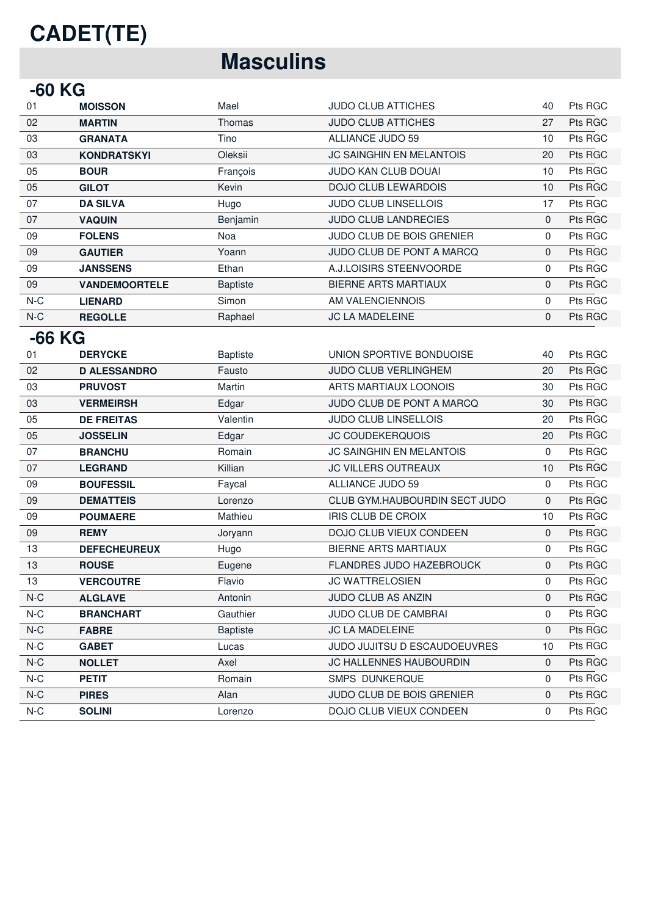# CADET(TE)

## Masculins

### -60 KG

| | | | | | |
|---|---|---|---|---|---|
| 01 | **MOISSON** | Mael | JUDO CLUB ATTICHES | 40 | Pts RGC |
| 02 | **MARTIN** | Thomas | JUDO CLUB ATTICHES | 27 | Pts RGC |
| 03 | **GRANATA** | Tino | ALLIANCE JUDO 59 | 10 | Pts RGC |
| 03 | **KONDRATSKYI** | Oleksii | JC SAINGHIN EN MELANTOIS | 20 | Pts RGC |
| 05 | **BOUR** | François | JUDO KAN CLUB DOUAI | 10 | Pts RGC |
| 05 | **GILOT** | Kevin | DOJO CLUB LEWARDOIS | 10 | Pts RGC |
| 07 | **DA SILVA** | Hugo | JUDO CLUB LINSELLOIS | 17 | Pts RGC |
| 07 | **VAQUIN** | Benjamin | JUDO CLUB LANDRECIES | 0 | Pts RGC |
| 09 | **FOLENS** | Noa | JUDO CLUB DE BOIS GRENIER | 0 | Pts RGC |
| 09 | **GAUTIER** | Yoann | JUDO CLUB DE PONT A MARCQ | 0 | Pts RGC |
| 09 | **JANSSENS** | Ethan | A.J.LOISIRS STEENVOORDE | 0 | Pts RGC |
| 09 | **VANDEMOORTELE** | Baptiste | BIERNE ARTS MARTIAUX | 0 | Pts RGC |
| N-C | **LIENARD** | Simon | AM VALENCIENNOIS | 0 | Pts RGC |
| N-C | **REGOLLE** | Raphael | JC LA MADELEINE | 0 | Pts RGC |

### -66 KG

| | | | | | |
|---|---|---|---|---|---|
| 01 | **DERYCKE** | Baptiste | UNION SPORTIVE BONDUOISE | 40 | Pts RGC |
| 02 | **D ALESSANDRO** | Fausto | JUDO CLUB VERLINGHEM | 20 | Pts RGC |
| 03 | **PRUVOST** | Martin | ARTS MARTIAUX LOONOIS | 30 | Pts RGC |
| 03 | **VERMEIRSH** | Edgar | JUDO CLUB DE PONT A MARCQ | 30 | Pts RGC |
| 05 | **DE FREITAS** | Valentin | JUDO CLUB LINSELLOIS | 20 | Pts RGC |
| 05 | **JOSSELIN** | Edgar | JC COUDEKERQUOIS | 20 | Pts RGC |
| 07 | **BRANCHU** | Romain | JC SAINGHIN EN MELANTOIS | 0 | Pts RGC |
| 07 | **LEGRAND** | Killian | JC VILLERS OUTREAUX | 10 | Pts RGC |
| 09 | **BOUFESSIL** | Faycal | ALLIANCE JUDO 59 | 0 | Pts RGC |
| 09 | **DEMATTEIS** | Lorenzo | CLUB GYM.HAUBOURDIN SECT JUDO | 0 | Pts RGC |
| 09 | **POUMAERE** | Mathieu | IRIS CLUB DE CROIX | 10 | Pts RGC |
| 09 | **REMY** | Joryann | DOJO CLUB VIEUX CONDEEN | 0 | Pts RGC |
| 13 | **DEFECHEUREUX** | Hugo | BIERNE ARTS MARTIAUX | 0 | Pts RGC |
| 13 | **ROUSE** | Eugene | FLANDRES JUDO HAZEBROUCK | 0 | Pts RGC |
| 13 | **VERCOUTRE** | Flavio | JC WATTRELOSIEN | 0 | Pts RGC |
| N-C | **ALGLAVE** | Antonin | JUDO CLUB AS ANZIN | 0 | Pts RGC |
| N-C | **BRANCHART** | Gauthier | JUDO CLUB DE CAMBRAI | 0 | Pts RGC |
| N-C | **FABRE** | Baptiste | JC LA MADELEINE | 0 | Pts RGC |
| N-C | **GABET** | Lucas | JUDO JUJITSU D ESCAUDOEUVRES | 10 | Pts RGC |
| N-C | **NOLLET** | Axel | JC HALLENNES HAUBOURDIN | 0 | Pts RGC |
| N-C | **PETIT** | Romain | SMPS DUNKERQUE | 0 | Pts RGC |
| N-C | **PIRES** | Alan | JUDO CLUB DE BOIS GRENIER | 0 | Pts RGC |
| N-C | **SOLINI** | Lorenzo | DOJO CLUB VIEUX CONDEEN | 0 | Pts RGC |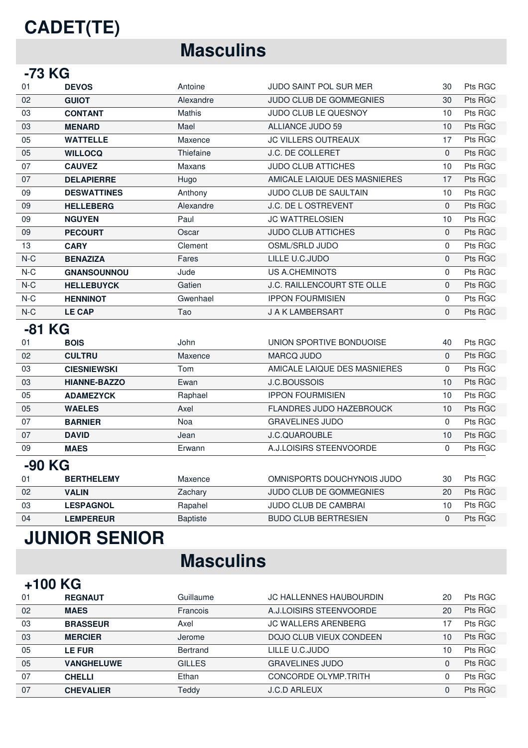# CADET(TE)

## Masculins

### -73 KG

| | | | | | |
|---|---|---|---|---|---|
| 01 | **DEVOS** | Antoine | JUDO SAINT POL SUR MER | 30 | Pts RGC |
| 02 | **GUIOT** | Alexandre | JUDO CLUB DE GOMMEGNIES | 30 | Pts RGC |
| 03 | **CONTANT** | Mathis | JUDO CLUB LE QUESNOY | 10 | Pts RGC |
| 03 | **MENARD** | Mael | ALLIANCE JUDO 59 | 10 | Pts RGC |
| 05 | **WATTELLE** | Maxence | JC VILLERS OUTREAUX | 17 | Pts RGC |
| 05 | **WILLOCQ** | Thiefaine | J.C. DE COLLERET | 0 | Pts RGC |
| 07 | **CAUVEZ** | Maxans | JUDO CLUB ATTICHES | 10 | Pts RGC |
| 07 | **DELAPIERRE** | Hugo | AMICALE LAIQUE DES MASNIERES | 17 | Pts RGC |
| 09 | **DESWATTINES** | Anthony | JUDO CLUB DE SAULTAIN | 10 | Pts RGC |
| 09 | **HELLEBERG** | Alexandre | J.C. DE L OSTREVENT | 0 | Pts RGC |
| 09 | **NGUYEN** | Paul | JC WATTRELOSIEN | 10 | Pts RGC |
| 09 | **PECOURT** | Oscar | JUDO CLUB ATTICHES | 0 | Pts RGC |
| 13 | **CARY** | Clement | OSML/SRLD JUDO | 0 | Pts RGC |
| N-C | **BENAZIZA** | Fares | LILLE U.C.JUDO | 0 | Pts RGC |
| N-C | **GNANSOUNNOU** | Jude | US A.CHEMINOTS | 0 | Pts RGC |
| N-C | **HELLEBUYCK** | Gatien | J.C. RAILLENCOURT STE OLLE | 0 | Pts RGC |
| N-C | **HENNINOT** | Gwenhael | IPPON FOURMISIEN | 0 | Pts RGC |
| N-C | **LE CAP** | Tao | J A K LAMBERSART | 0 | Pts RGC |

### -81 KG

| | | | | | |
|---|---|---|---|---|---|
| 01 | **BOIS** | John | UNION SPORTIVE BONDUOISE | 40 | Pts RGC |
| 02 | **CULTRU** | Maxence | MARCQ JUDO | 0 | Pts RGC |
| 03 | **CIESNIEWSKI** | Tom | AMICALE LAIQUE DES MASNIERES | 0 | Pts RGC |
| 03 | **HIANNE-BAZZO** | Ewan | J.C.BOUSSOIS | 10 | Pts RGC |
| 05 | **ADAMEZYCK** | Raphael | IPPON FOURMISIEN | 10 | Pts RGC |
| 05 | **WAELES** | Axel | FLANDRES JUDO HAZEBROUCK | 10 | Pts RGC |
| 07 | **BARNIER** | Noa | GRAVELINES JUDO | 0 | Pts RGC |
| 07 | **DAVID** | Jean | J.C.QUAROUBLE | 10 | Pts RGC |
| 09 | **MAES** | Erwann | A.J.LOISIRS STEENVOORDE | 0 | Pts RGC |

### -90 KG

| | | | | | |
|---|---|---|---|---|---|
| 01 | **BERTHELEMY** | Maxence | OMNISPORTS DOUCHYNOIS JUDO | 30 | Pts RGC |
| 02 | **VALIN** | Zachary | JUDO CLUB DE GOMMEGNIES | 20 | Pts RGC |
| 03 | **LESPAGNOL** | Rapahel | JUDO CLUB DE CAMBRAI | 10 | Pts RGC |
| 04 | **LEMPEREUR** | Baptiste | BUDO CLUB BERTRESIEN | 0 | Pts RGC |

# JUNIOR SENIOR

## Masculins

### +100 KG

| | | | | | |
|---|---|---|---|---|---|
| 01 | **REGNAUT** | Guillaume | JC HALLENNES HAUBOURDIN | 20 | Pts RGC |
| 02 | **MAES** | Francois | A.J.LOISIRS STEENVOORDE | 20 | Pts RGC |
| 03 | **BRASSEUR** | Axel | JC WALLERS ARENBERG | 17 | Pts RGC |
| 03 | **MERCIER** | Jerome | DOJO CLUB VIEUX CONDEEN | 10 | Pts RGC |
| 05 | **LE FUR** | Bertrand | LILLE U.C.JUDO | 10 | Pts RGC |
| 05 | **VANGHELUWE** | GILLES | GRAVELINES JUDO | 0 | Pts RGC |
| 07 | **CHELLI** | Ethan | CONCORDE OLYMP.TRITH | 0 | Pts RGC |
| 07 | **CHEVALIER** | Teddy | J.C.D ARLEUX | 0 | Pts RGC |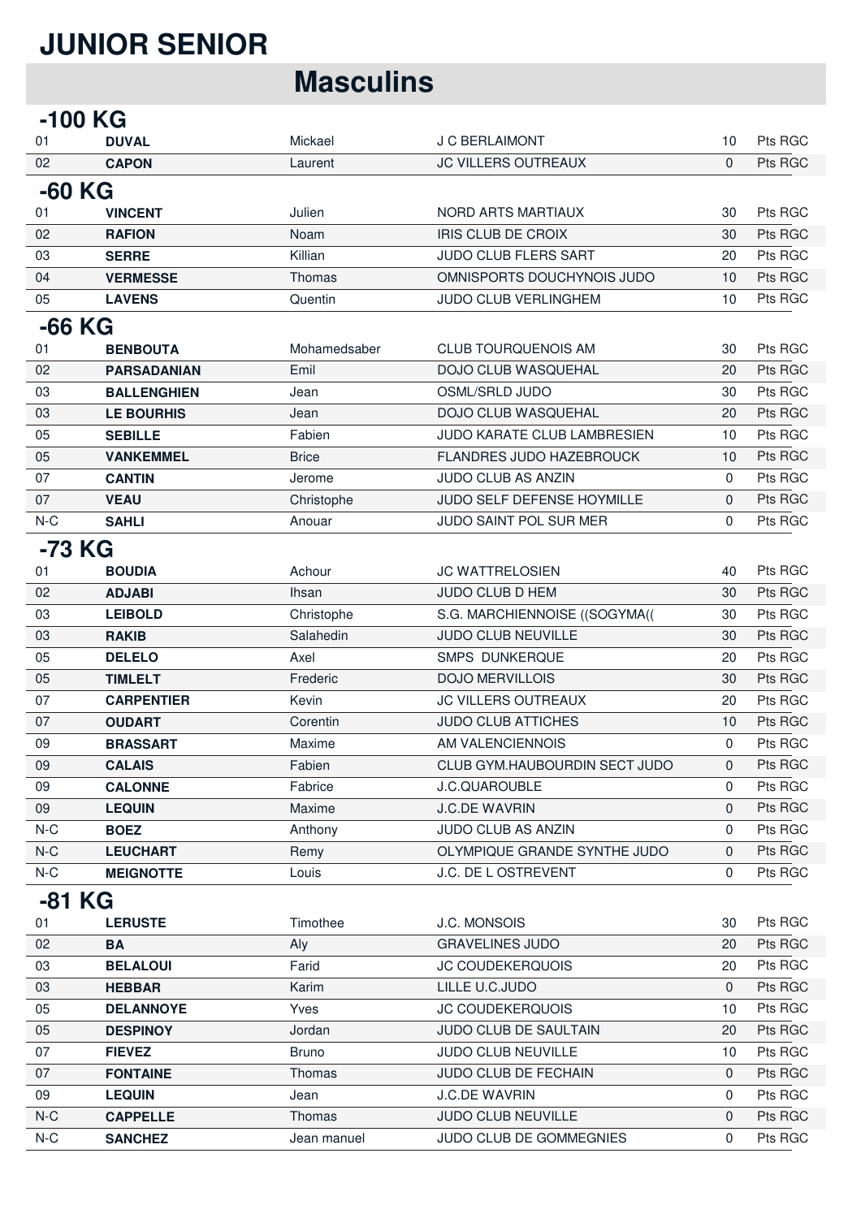# JUNIOR SENIOR

## Masculins

### -100 KG

| | | | | | |
|---|---|---|---|---|---|
| 01 | **DUVAL** | Mickael | J C BERLAIMONT | 10 | Pts RGC |
| 02 | **CAPON** | Laurent | JC VILLERS OUTREAUX | 0 | Pts RGC |

### -60 KG

| | | | | | |
|---|---|---|---|---|---|
| 01 | **VINCENT** | Julien | NORD ARTS MARTIAUX | 30 | Pts RGC |
| 02 | **RAFION** | Noam | IRIS CLUB DE CROIX | 30 | Pts RGC |
| 03 | **SERRE** | Killian | JUDO CLUB FLERS SART | 20 | Pts RGC |
| 04 | **VERMESSE** | Thomas | OMNISPORTS DOUCHYNOIS JUDO | 10 | Pts RGC |
| 05 | **LAVENS** | Quentin | JUDO CLUB VERLINGHEM | 10 | Pts RGC |

### -66 KG

| | | | | | |
|---|---|---|---|---|---|
| 01 | **BENBOUTA** | Mohamedsaber | CLUB TOURQUENOIS AM | 30 | Pts RGC |
| 02 | **PARSADANIAN** | Emil | DOJO CLUB WASQUEHAL | 20 | Pts RGC |
| 03 | **BALLENGHIEN** | Jean | OSML/SRLD JUDO | 30 | Pts RGC |
| 03 | **LE BOURHIS** | Jean | DOJO CLUB WASQUEHAL | 20 | Pts RGC |
| 05 | **SEBILLE** | Fabien | JUDO KARATE CLUB LAMBRESIEN | 10 | Pts RGC |
| 05 | **VANKEMMEL** | Brice | FLANDRES JUDO HAZEBROUCK | 10 | Pts RGC |
| 07 | **CANTIN** | Jerome | JUDO CLUB AS ANZIN | 0 | Pts RGC |
| 07 | **VEAU** | Christophe | JUDO SELF DEFENSE HOYMILLE | 0 | Pts RGC |
| N-C | **SAHLI** | Anouar | JUDO SAINT POL SUR MER | 0 | Pts RGC |

### -73 KG

| | | | | | |
|---|---|---|---|---|---|
| 01 | **BOUDIA** | Achour | JC WATTRELOSIEN | 40 | Pts RGC |
| 02 | **ADJABI** | Ihsan | JUDO CLUB D HEM | 30 | Pts RGC |
| 03 | **LEIBOLD** | Christophe | S.G. MARCHIENNOISE ((SOGYMA(( | 30 | Pts RGC |
| 03 | **RAKIB** | Salahedin | JUDO CLUB NEUVILLE | 30 | Pts RGC |
| 05 | **DELELO** | Axel | SMPS DUNKERQUE | 20 | Pts RGC |
| 05 | **TIMLELT** | Frederic | DOJO MERVILLOIS | 30 | Pts RGC |
| 07 | **CARPENTIER** | Kevin | JC VILLERS OUTREAUX | 20 | Pts RGC |
| 07 | **OUDART** | Corentin | JUDO CLUB ATTICHES | 10 | Pts RGC |
| 09 | **BRASSART** | Maxime | AM VALENCIENNOIS | 0 | Pts RGC |
| 09 | **CALAIS** | Fabien | CLUB GYM.HAUBOURDIN SECT JUDO | 0 | Pts RGC |
| 09 | **CALONNE** | Fabrice | J.C.QUAROUBLE | 0 | Pts RGC |
| 09 | **LEQUIN** | Maxime | J.C.DE WAVRIN | 0 | Pts RGC |
| N-C | **BOEZ** | Anthony | JUDO CLUB AS ANZIN | 0 | Pts RGC |
| N-C | **LEUCHART** | Remy | OLYMPIQUE GRANDE SYNTHE JUDO | 0 | Pts RGC |
| N-C | **MEIGNOTTE** | Louis | J.C. DE L OSTREVENT | 0 | Pts RGC |

### -81 KG

| | | | | | |
|---|---|---|---|---|---|
| 01 | **LERUSTE** | Timothee | J.C. MONSOIS | 30 | Pts RGC |
| 02 | **BA** | Aly | GRAVELINES JUDO | 20 | Pts RGC |
| 03 | **BELALOUI** | Farid | JC COUDEKERQUOIS | 20 | Pts RGC |
| 03 | **HEBBAR** | Karim | LILLE U.C.JUDO | 0 | Pts RGC |
| 05 | **DELANNOYE** | Yves | JC COUDEKERQUOIS | 10 | Pts RGC |
| 05 | **DESPINOY** | Jordan | JUDO CLUB DE SAULTAIN | 20 | Pts RGC |
| 07 | **FIEVEZ** | Bruno | JUDO CLUB NEUVILLE | 10 | Pts RGC |
| 07 | **FONTAINE** | Thomas | JUDO CLUB DE FECHAIN | 0 | Pts RGC |
| 09 | **LEQUIN** | Jean | J.C.DE WAVRIN | 0 | Pts RGC |
| N-C | **CAPPELLE** | Thomas | JUDO CLUB NEUVILLE | 0 | Pts RGC |
| N-C | **SANCHEZ** | Jean manuel | JUDO CLUB DE GOMMEGNIES | 0 | Pts RGC |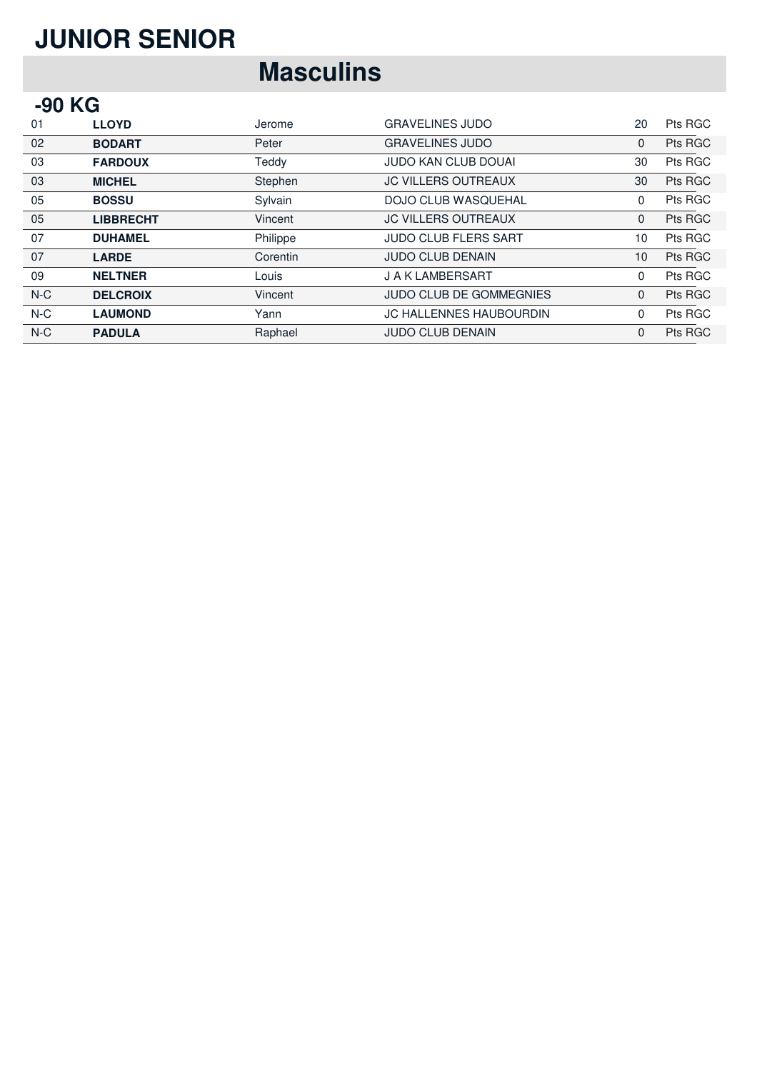# JUNIOR SENIOR

## Masculins

### -90 KG

| | | | | | |
|---|---|---|---|---|---|
| 01 | **LLOYD** | Jerome | GRAVELINES JUDO | 20 | Pts RGC |
| 02 | **BODART** | Peter | GRAVELINES JUDO | 0 | Pts RGC |
| 03 | **FARDOUX** | Teddy | JUDO KAN CLUB DOUAI | 30 | Pts RGC |
| 03 | **MICHEL** | Stephen | JC VILLERS OUTREAUX | 30 | Pts RGC |
| 05 | **BOSSU** | Sylvain | DOJO CLUB WASQUEHAL | 0 | Pts RGC |
| 05 | **LIBBRECHT** | Vincent | JC VILLERS OUTREAUX | 0 | Pts RGC |
| 07 | **DUHAMEL** | Philippe | JUDO CLUB FLERS SART | 10 | Pts RGC |
| 07 | **LARDE** | Corentin | JUDO CLUB DENAIN | 10 | Pts RGC |
| 09 | **NELTNER** | Louis | J A K LAMBERSART | 0 | Pts RGC |
| N-C | **DELCROIX** | Vincent | JUDO CLUB DE GOMMEGNIES | 0 | Pts RGC |
| N-C | **LAUMOND** | Yann | JC HALLENNES HAUBOURDIN | 0 | Pts RGC |
| N-C | **PADULA** | Raphael | JUDO CLUB DENAIN | 0 | Pts RGC |